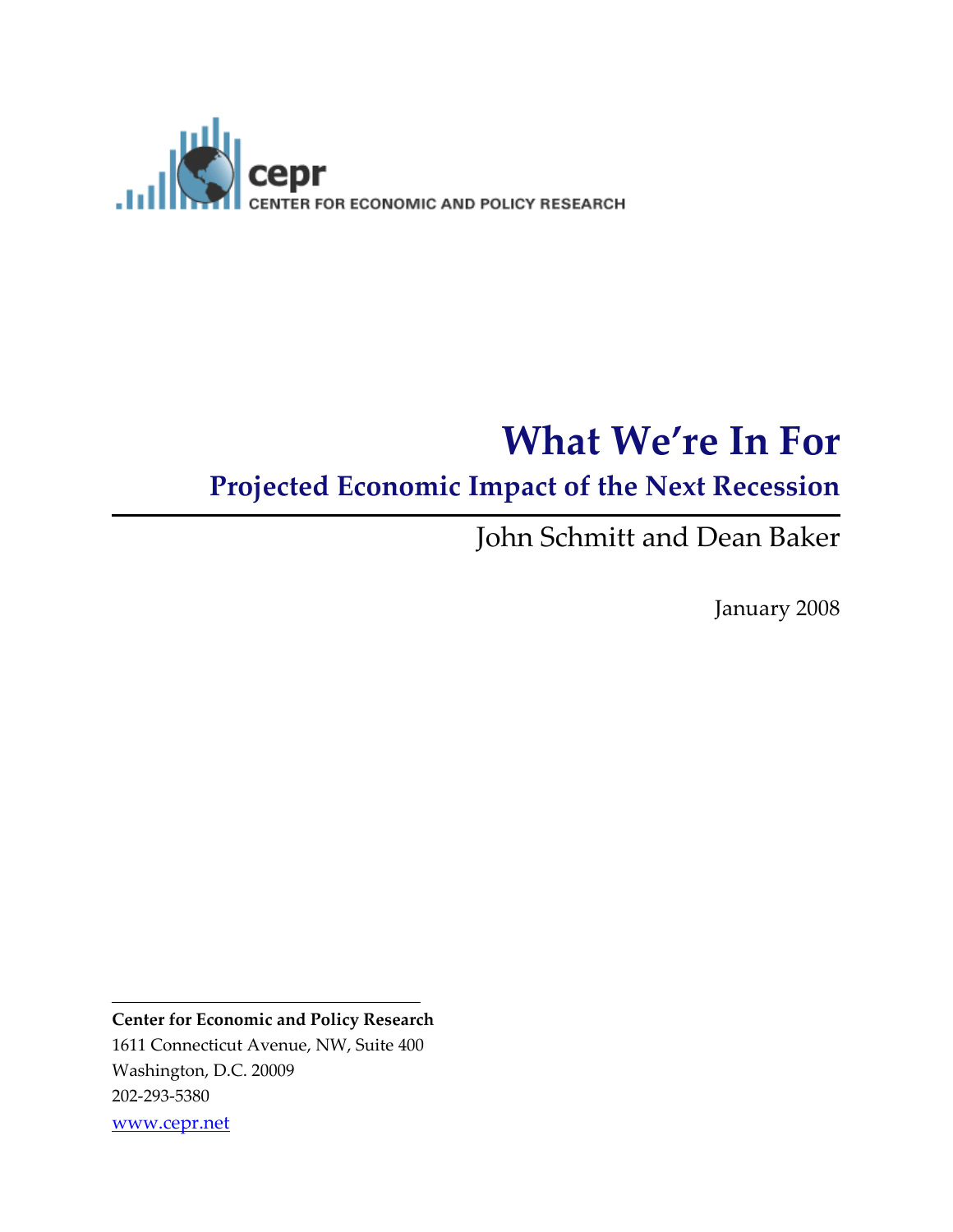cepr

CENTER FOR ECONOMIC AND POLICY RESEARCH

# What We're In For

## Projected Economic Impact of the Next Recession

John Schmitt and Dean Baker

January 2008

**Center for Economic and Policy Research**
1611 Connecticut Avenue, NW, Suite 400
Washington, D.C. 20009
202-293-5380
www.cepr.net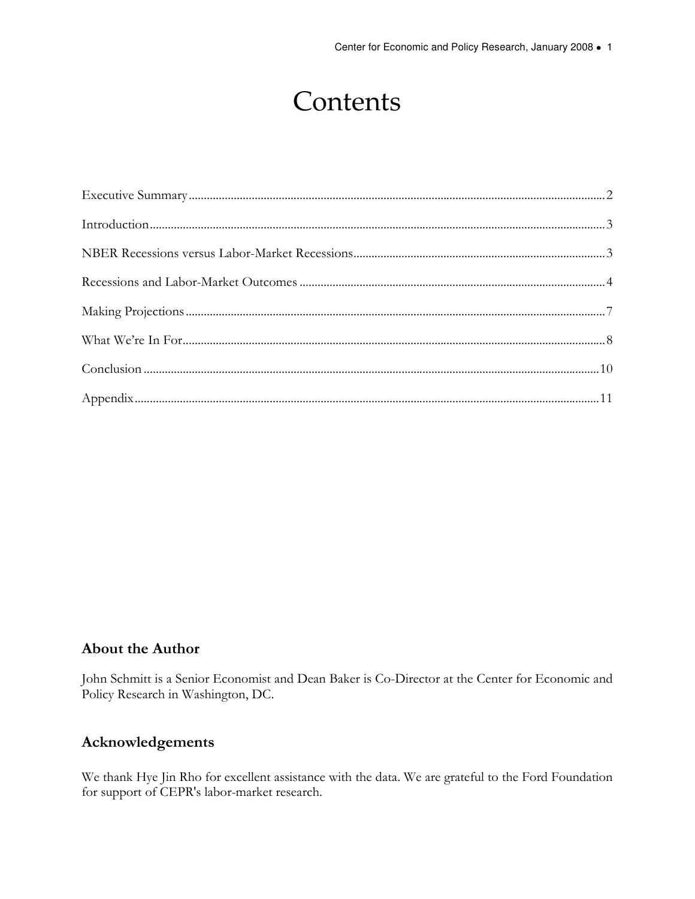# Contents

Executive Summary ........................................................................................................................ 2

Introduction .................................................................................................................................... 3

NBER Recessions versus Labor-Market Recessions ................................................................. 3

Recessions and Labor-Market Outcomes ................................................................................... 4

Making Projections ........................................................................................................................ 7

What We're In For ......................................................................................................................... 8

Conclusion .................................................................................................................................... 10

Appendix ....................................................................................................................................... 11

## About the Author

John Schmitt is a Senior Economist and Dean Baker is Co-Director at the Center for Economic and Policy Research in Washington, DC.

## Acknowledgements

We thank Hye Jin Rho for excellent assistance with the data. We are grateful to the Ford Foundation for support of CEPR's labor-market research.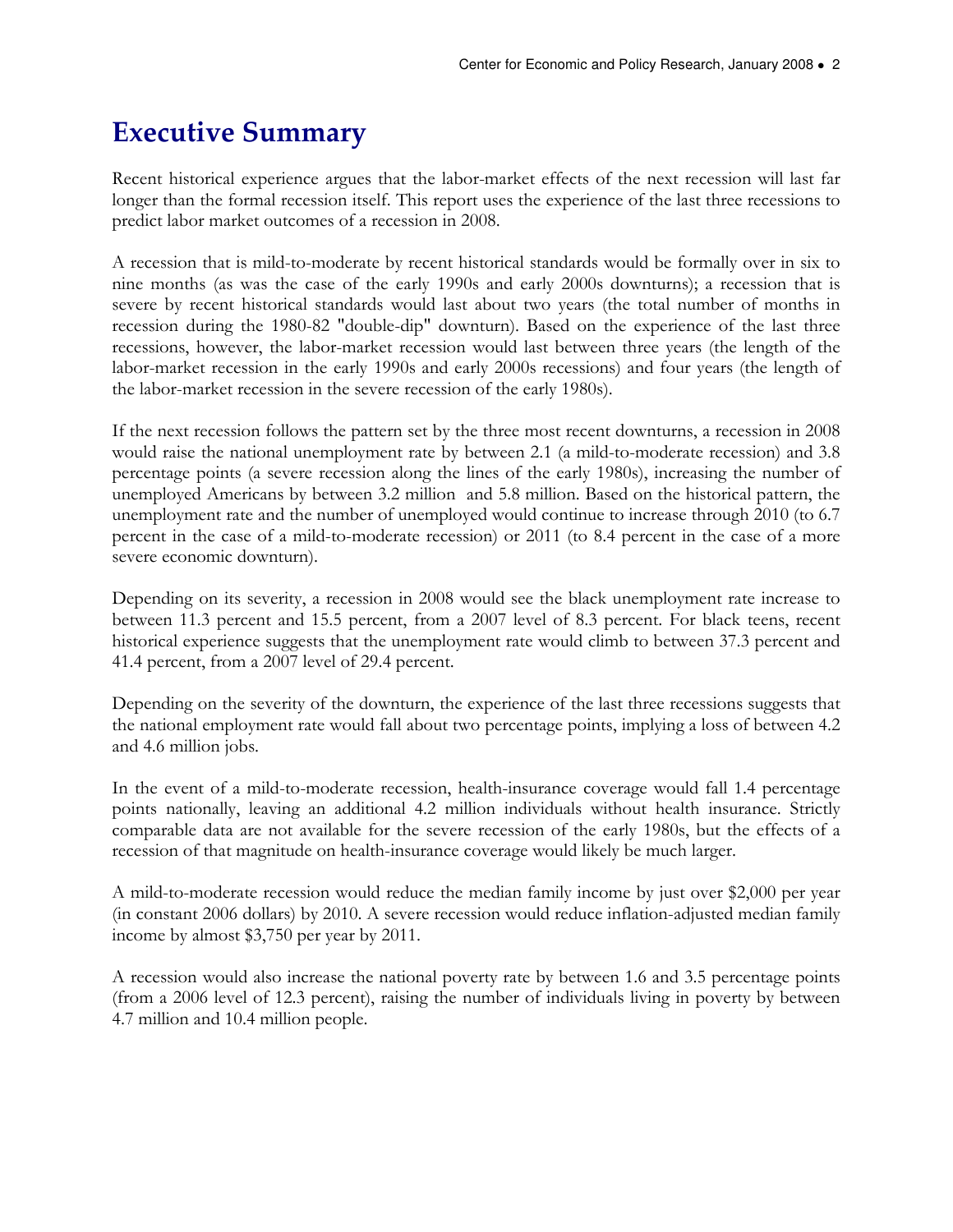# Executive Summary

Recent historical experience argues that the labor-market effects of the next recession will last far longer than the formal recession itself. This report uses the experience of the last three recessions to predict labor market outcomes of a recession in 2008.

A recession that is mild-to-moderate by recent historical standards would be formally over in six to nine months (as was the case of the early 1990s and early 2000s downturns); a recession that is severe by recent historical standards would last about two years (the total number of months in recession during the 1980-82 "double-dip" downturn). Based on the experience of the last three recessions, however, the labor-market recession would last between three years (the length of the labor-market recession in the early 1990s and early 2000s recessions) and four years (the length of the labor-market recession in the severe recession of the early 1980s).

If the next recession follows the pattern set by the three most recent downturns, a recession in 2008 would raise the national unemployment rate by between 2.1 (a mild-to-moderate recession) and 3.8 percentage points (a severe recession along the lines of the early 1980s), increasing the number of unemployed Americans by between 3.2 million and 5.8 million. Based on the historical pattern, the unemployment rate and the number of unemployed would continue to increase through 2010 (to 6.7 percent in the case of a mild-to-moderate recession) or 2011 (to 8.4 percent in the case of a more severe economic downturn).

Depending on its severity, a recession in 2008 would see the black unemployment rate increase to between 11.3 percent and 15.5 percent, from a 2007 level of 8.3 percent. For black teens, recent historical experience suggests that the unemployment rate would climb to between 37.3 percent and 41.4 percent, from a 2007 level of 29.4 percent.

Depending on the severity of the downturn, the experience of the last three recessions suggests that the national employment rate would fall about two percentage points, implying a loss of between 4.2 and 4.6 million jobs.

In the event of a mild-to-moderate recession, health-insurance coverage would fall 1.4 percentage points nationally, leaving an additional 4.2 million individuals without health insurance. Strictly comparable data are not available for the severe recession of the early 1980s, but the effects of a recession of that magnitude on health-insurance coverage would likely be much larger.

A mild-to-moderate recession would reduce the median family income by just over $2,000 per year (in constant 2006 dollars) by 2010. A severe recession would reduce inflation-adjusted median family income by almost $3,750 per year by 2011.

A recession would also increase the national poverty rate by between 1.6 and 3.5 percentage points (from a 2006 level of 12.3 percent), raising the number of individuals living in poverty by between 4.7 million and 10.4 million people.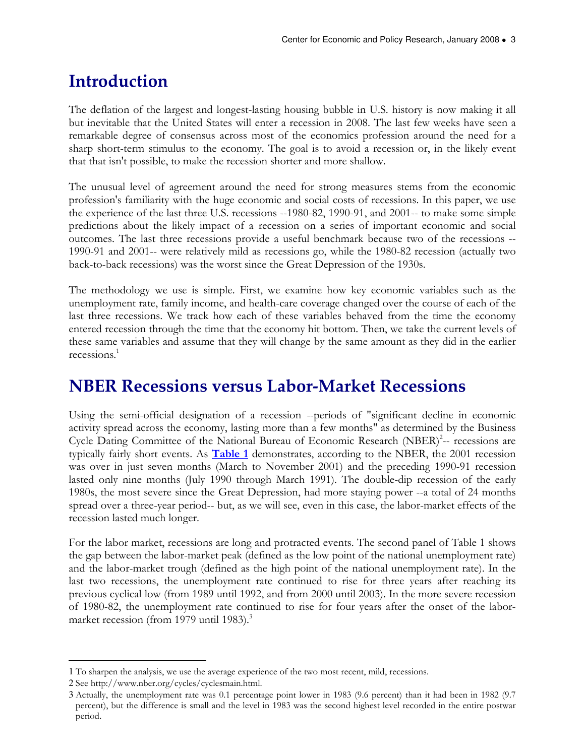# Introduction

The deflation of the largest and longest-lasting housing bubble in U.S. history is now making it all but inevitable that the United States will enter a recession in 2008. The last few weeks have seen a remarkable degree of consensus across most of the economics profession around the need for a sharp short-term stimulus to the economy. The goal is to avoid a recession or, in the likely event that that isn't possible, to make the recession shorter and more shallow.

The unusual level of agreement around the need for strong measures stems from the economic profession's familiarity with the huge economic and social costs of recessions. In this paper, we use the experience of the last three U.S. recessions --1980-82, 1990-91, and 2001-- to make some simple predictions about the likely impact of a recession on a series of important economic and social outcomes. The last three recessions provide a useful benchmark because two of the recessions --1990-91 and 2001-- were relatively mild as recessions go, while the 1980-82 recession (actually two back-to-back recessions) was the worst since the Great Depression of the 1930s.

The methodology we use is simple. First, we examine how key economic variables such as the unemployment rate, family income, and health-care coverage changed over the course of each of the last three recessions. We track how each of these variables behaved from the time the economy entered recession through the time that the economy hit bottom. Then, we take the current levels of these same variables and assume that they will change by the same amount as they did in the earlier recessions.[1]

# NBER Recessions versus Labor-Market Recessions

Using the semi-official designation of a recession --periods of "significant decline in economic activity spread across the economy, lasting more than a few months" as determined by the Business Cycle Dating Committee of the National Bureau of Economic Research (NBER)[2]-- recessions are typically fairly short events. As **Table 1** demonstrates, according to the NBER, the 2001 recession was over in just seven months (March to November 2001) and the preceding 1990-91 recession lasted only nine months (July 1990 through March 1991). The double-dip recession of the early 1980s, the most severe since the Great Depression, had more staying power --a total of 24 months spread over a three-year period-- but, as we will see, even in this case, the labor-market effects of the recession lasted much longer.

For the labor market, recessions are long and protracted events. The second panel of Table 1 shows the gap between the labor-market peak (defined as the low point of the national unemployment rate) and the labor-market trough (defined as the high point of the national unemployment rate). In the last two recessions, the unemployment rate continued to rise for three years after reaching its previous cyclical low (from 1989 until 1992, and from 2000 until 2003). In the more severe recession of 1980-82, the unemployment rate continued to rise for four years after the onset of the labor-market recession (from 1979 until 1983).[3]

---

1 To sharpen the analysis, we use the average experience of the two most recent, mild, recessions.

2 See http://www.nber.org/cycles/cyclesmain.html.

3 Actually, the unemployment rate was 0.1 percentage point lower in 1983 (9.6 percent) than it had been in 1982 (9.7 percent), but the difference is small and the level in 1983 was the second highest level recorded in the entire postwar period.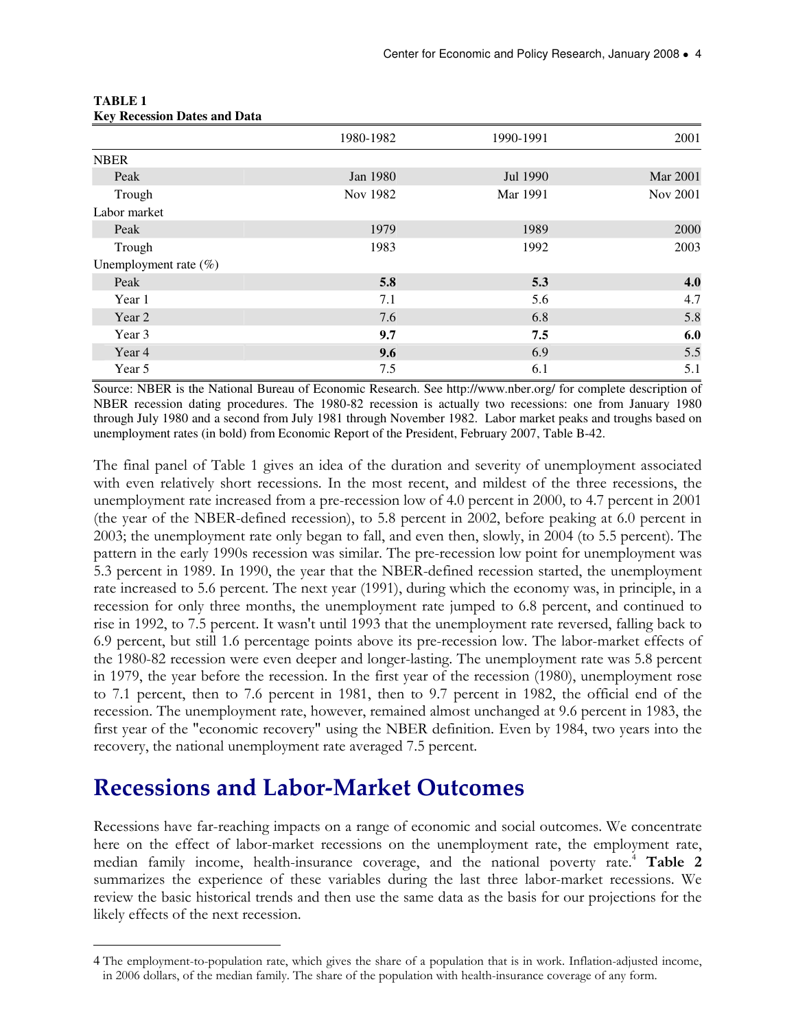**TABLE 1**
**Key Recession Dates and Data**

| | 1980-1982 | 1990-1991 | 2001 |
|---|---|---|---|
| NBER | | | |
| Peak | Jan 1980 | Jul 1990 | Mar 2001 |
| Trough | Nov 1982 | Mar 1991 | Nov 2001 |
| Labor market | | | |
| Peak | 1979 | 1989 | 2000 |
| Trough | 1983 | 1992 | 2003 |
| Unemployment rate (%) | | | |
| Peak | **5.8** | **5.3** | **4.0** |
| Year 1 | 7.1 | 5.6 | 4.7 |
| Year 2 | 7.6 | 6.8 | 5.8 |
| Year 3 | **9.7** | **7.5** | **6.0** |
| Year 4 | **9.6** | 6.9 | 5.5 |
| Year 5 | 7.5 | 6.1 | 5.1 |

Source: NBER is the National Bureau of Economic Research. See http://www.nber.org/ for complete description of NBER recession dating procedures. The 1980-82 recession is actually two recessions: one from January 1980 through July 1980 and a second from July 1981 through November 1982. Labor market peaks and troughs based on unemployment rates (in bold) from Economic Report of the President, February 2007, Table B-42.

The final panel of Table 1 gives an idea of the duration and severity of unemployment associated with even relatively short recessions. In the most recent, and mildest of the three recessions, the unemployment rate increased from a pre-recession low of 4.0 percent in 2000, to 4.7 percent in 2001 (the year of the NBER-defined recession), to 5.8 percent in 2002, before peaking at 6.0 percent in 2003; the unemployment rate only began to fall, and even then, slowly, in 2004 (to 5.5 percent). The pattern in the early 1990s recession was similar. The pre-recession low point for unemployment was 5.3 percent in 1989. In 1990, the year that the NBER-defined recession started, the unemployment rate increased to 5.6 percent. The next year (1991), during which the economy was, in principle, in a recession for only three months, the unemployment rate jumped to 6.8 percent, and continued to rise in 1992, to 7.5 percent. It wasn't until 1993 that the unemployment rate reversed, falling back to 6.9 percent, but still 1.6 percentage points above its pre-recession low. The labor-market effects of the 1980-82 recession were even deeper and longer-lasting. The unemployment rate was 5.8 percent in 1979, the year before the recession. In the first year of the recession (1980), unemployment rose to 7.1 percent, then to 7.6 percent in 1981, then to 9.7 percent in 1982, the official end of the recession. The unemployment rate, however, remained almost unchanged at 9.6 percent in 1983, the first year of the "economic recovery" using the NBER definition. Even by 1984, two years into the recovery, the national unemployment rate averaged 7.5 percent.

## Recessions and Labor-Market Outcomes

Recessions have far-reaching impacts on a range of economic and social outcomes. We concentrate here on the effect of labor-market recessions on the unemployment rate, the employment rate, median family income, health-insurance coverage, and the national poverty rate.[4] **Table 2** summarizes the experience of these variables during the last three labor-market recessions. We review the basic historical trends and then use the same data as the basis for our projections for the likely effects of the next recession.

---

4 The employment-to-population rate, which gives the share of a population that is in work. Inflation-adjusted income, in 2006 dollars, of the median family. The share of the population with health-insurance coverage of any form.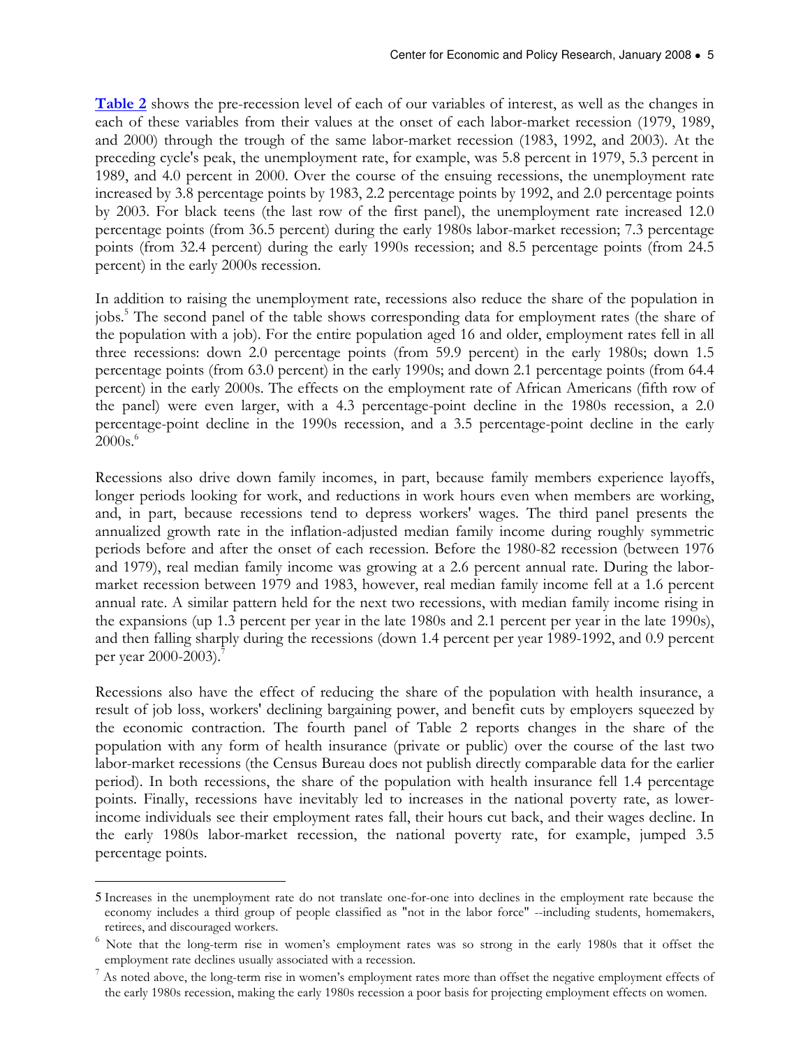**Table 2** shows the pre-recession level of each of our variables of interest, as well as the changes in each of these variables from their values at the onset of each labor-market recession (1979, 1989, and 2000) through the trough of the same labor-market recession (1983, 1992, and 2003). At the preceding cycle's peak, the unemployment rate, for example, was 5.8 percent in 1979, 5.3 percent in 1989, and 4.0 percent in 2000. Over the course of the ensuing recessions, the unemployment rate increased by 3.8 percentage points by 1983, 2.2 percentage points by 1992, and 2.0 percentage points by 2003. For black teens (the last row of the first panel), the unemployment rate increased 12.0 percentage points (from 36.5 percent) during the early 1980s labor-market recession; 7.3 percentage points (from 32.4 percent) during the early 1990s recession; and 8.5 percentage points (from 24.5 percent) in the early 2000s recession.

In addition to raising the unemployment rate, recessions also reduce the share of the population in jobs.[5] The second panel of the table shows corresponding data for employment rates (the share of the population with a job). For the entire population aged 16 and older, employment rates fell in all three recessions: down 2.0 percentage points (from 59.9 percent) in the early 1980s; down 1.5 percentage points (from 63.0 percent) in the early 1990s; and down 2.1 percentage points (from 64.4 percent) in the early 2000s. The effects on the employment rate of African Americans (fifth row of the panel) were even larger, with a 4.3 percentage-point decline in the 1980s recession, a 2.0 percentage-point decline in the 1990s recession, and a 3.5 percentage-point decline in the early 2000s.[6]

Recessions also drive down family incomes, in part, because family members experience layoffs, longer periods looking for work, and reductions in work hours even when members are working, and, in part, because recessions tend to depress workers' wages. The third panel presents the annualized growth rate in the inflation-adjusted median family income during roughly symmetric periods before and after the onset of each recession. Before the 1980-82 recession (between 1976 and 1979), real median family income was growing at a 2.6 percent annual rate. During the labor-market recession between 1979 and 1983, however, real median family income fell at a 1.6 percent annual rate. A similar pattern held for the next two recessions, with median family income rising in the expansions (up 1.3 percent per year in the late 1980s and 2.1 percent per year in the late 1990s), and then falling sharply during the recessions (down 1.4 percent per year 1989-1992, and 0.9 percent per year 2000-2003).[7]

Recessions also have the effect of reducing the share of the population with health insurance, a result of job loss, workers' declining bargaining power, and benefit cuts by employers squeezed by the economic contraction. The fourth panel of Table 2 reports changes in the share of the population with any form of health insurance (private or public) over the course of the last two labor-market recessions (the Census Bureau does not publish directly comparable data for the earlier period). In both recessions, the share of the population with health insurance fell 1.4 percentage points. Finally, recessions have inevitably led to increases in the national poverty rate, as lower-income individuals see their employment rates fall, their hours cut back, and their wages decline. In the early 1980s labor-market recession, the national poverty rate, for example, jumped 3.5 percentage points.

---

5 Increases in the unemployment rate do not translate one-for-one into declines in the employment rate because the economy includes a third group of people classified as "not in the labor force" --including students, homemakers, retirees, and discouraged workers.

6 Note that the long-term rise in women's employment rates was so strong in the early 1980s that it offset the employment rate declines usually associated with a recession.

7 As noted above, the long-term rise in women's employment rates more than offset the negative employment effects of the early 1980s recession, making the early 1980s recession a poor basis for projecting employment effects on women.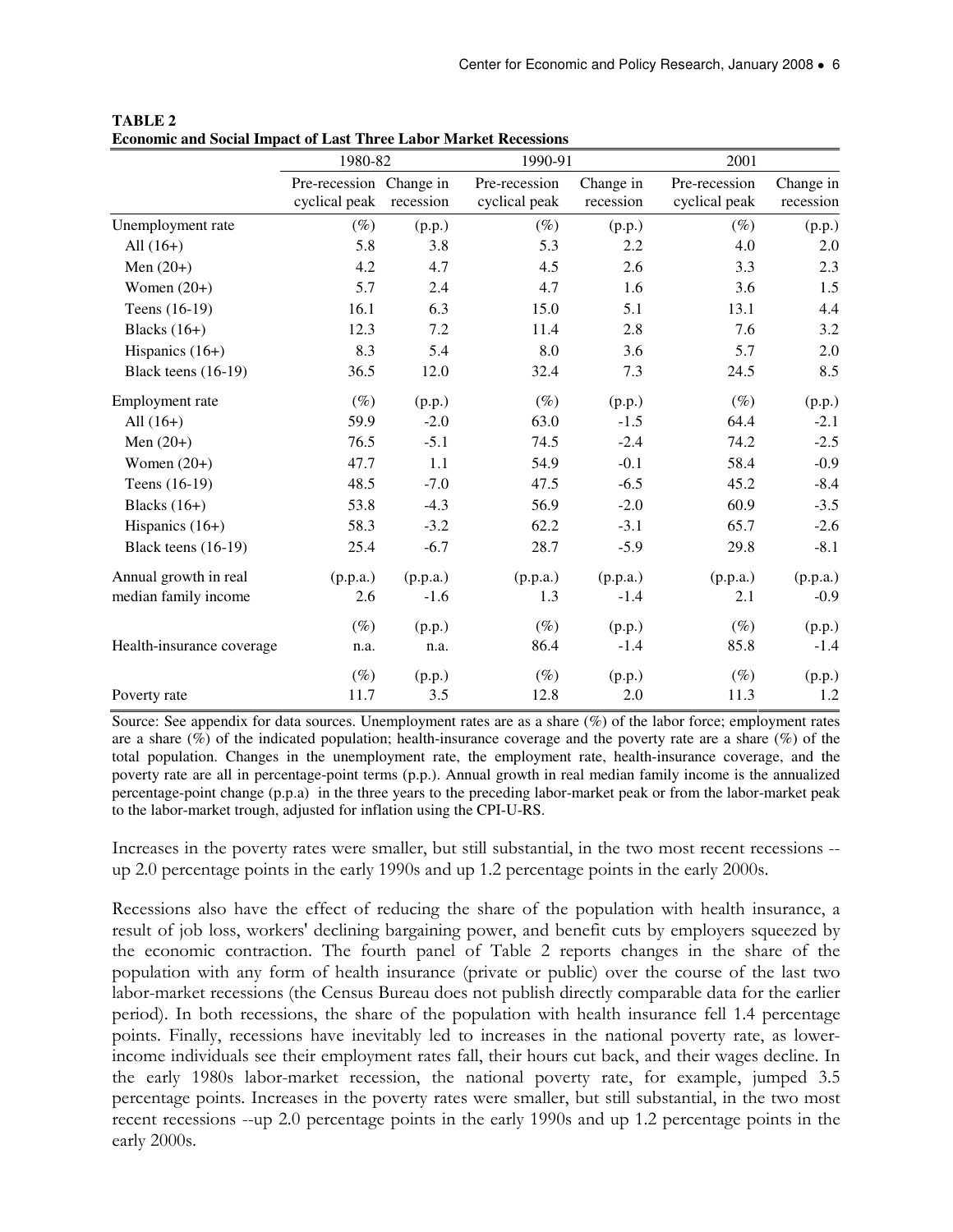**TABLE 2**
**Economic and Social Impact of Last Three Labor Market Recessions**

| | 1980-82 | | 1990-91 | | 2001 | |
|---|---|---|---|---|---|---|
| | Pre-recession cyclical peak | Change in recession | Pre-recession cyclical peak | Change in recession | Pre-recession cyclical peak | Change in recession |
| Unemployment rate | (%) | (p.p.) | (%) | (p.p.) | (%) | (p.p.) |
| All (16+) | 5.8 | 3.8 | 5.3 | 2.2 | 4.0 | 2.0 |
| Men (20+) | 4.2 | 4.7 | 4.5 | 2.6 | 3.3 | 2.3 |
| Women (20+) | 5.7 | 2.4 | 4.7 | 1.6 | 3.6 | 1.5 |
| Teens (16-19) | 16.1 | 6.3 | 15.0 | 5.1 | 13.1 | 4.4 |
| Blacks (16+) | 12.3 | 7.2 | 11.4 | 2.8 | 7.6 | 3.2 |
| Hispanics (16+) | 8.3 | 5.4 | 8.0 | 3.6 | 5.7 | 2.0 |
| Black teens (16-19) | 36.5 | 12.0 | 32.4 | 7.3 | 24.5 | 8.5 |
| Employment rate | (%) | (p.p.) | (%) | (p.p.) | (%) | (p.p.) |
| All (16+) | 59.9 | -2.0 | 63.0 | -1.5 | 64.4 | -2.1 |
| Men (20+) | 76.5 | -5.1 | 74.5 | -2.4 | 74.2 | -2.5 |
| Women (20+) | 47.7 | 1.1 | 54.9 | -0.1 | 58.4 | -0.9 |
| Teens (16-19) | 48.5 | -7.0 | 47.5 | -6.5 | 45.2 | -8.4 |
| Blacks (16+) | 53.8 | -4.3 | 56.9 | -2.0 | 60.9 | -3.5 |
| Hispanics (16+) | 58.3 | -3.2 | 62.2 | -3.1 | 65.7 | -2.6 |
| Black teens (16-19) | 25.4 | -6.7 | 28.7 | -5.9 | 29.8 | -8.1 |
| Annual growth in real | (p.p.a.) | (p.p.a.) | (p.p.a.) | (p.p.a.) | (p.p.a.) | (p.p.a.) |
| median family income | 2.6 | -1.6 | 1.3 | -1.4 | 2.1 | -0.9 |
| | (%) | (p.p.) | (%) | (p.p.) | (%) | (p.p.) |
| Health-insurance coverage | n.a. | n.a. | 86.4 | -1.4 | 85.8 | -1.4 |
| | (%) | (p.p.) | (%) | (p.p.) | (%) | (p.p.) |
| Poverty rate | 11.7 | 3.5 | 12.8 | 2.0 | 11.3 | 1.2 |

Source: See appendix for data sources. Unemployment rates are as a share (%) of the labor force; employment rates are a share (%) of the indicated population; health-insurance coverage and the poverty rate are a share (%) of the total population. Changes in the unemployment rate, the employment rate, health-insurance coverage, and the poverty rate are all in percentage-point terms (p.p.). Annual growth in real median family income is the annualized percentage-point change (p.p.a) in the three years to the preceding labor-market peak or from the labor-market peak to the labor-market trough, adjusted for inflation using the CPI-U-RS.

Increases in the poverty rates were smaller, but still substantial, in the two most recent recessions -- up 2.0 percentage points in the early 1990s and up 1.2 percentage points in the early 2000s.

Recessions also have the effect of reducing the share of the population with health insurance, a result of job loss, workers' declining bargaining power, and benefit cuts by employers squeezed by the economic contraction. The fourth panel of Table 2 reports changes in the share of the population with any form of health insurance (private or public) over the course of the last two labor-market recessions (the Census Bureau does not publish directly comparable data for the earlier period). In both recessions, the share of the population with health insurance fell 1.4 percentage points. Finally, recessions have inevitably led to increases in the national poverty rate, as lower-income individuals see their employment rates fall, their hours cut back, and their wages decline. In the early 1980s labor-market recession, the national poverty rate, for example, jumped 3.5 percentage points. Increases in the poverty rates were smaller, but still substantial, in the two most recent recessions --up 2.0 percentage points in the early 1990s and up 1.2 percentage points in the early 2000s.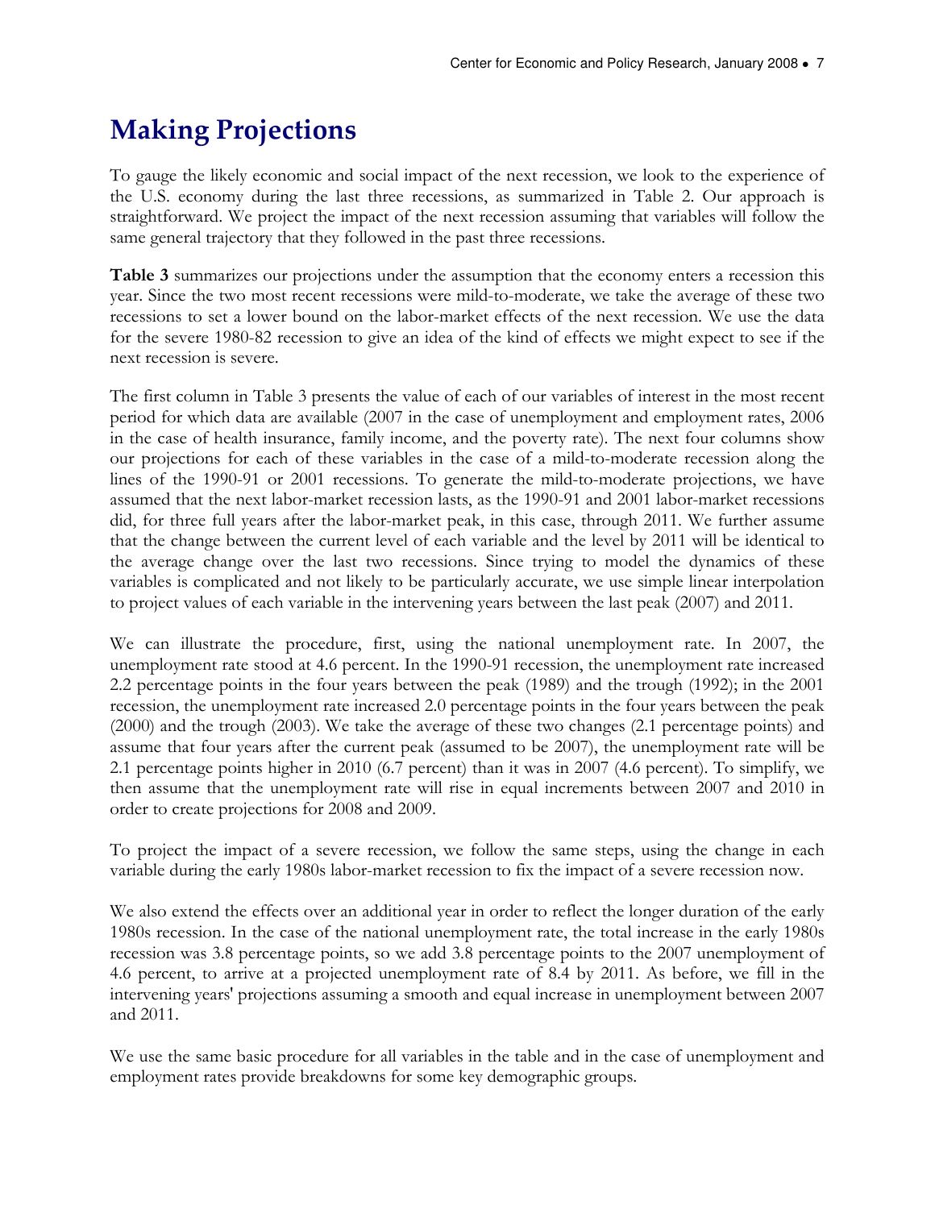# Making Projections

To gauge the likely economic and social impact of the next recession, we look to the experience of the U.S. economy during the last three recessions, as summarized in Table 2. Our approach is straightforward. We project the impact of the next recession assuming that variables will follow the same general trajectory that they followed in the past three recessions.

**Table 3** summarizes our projections under the assumption that the economy enters a recession this year. Since the two most recent recessions were mild-to-moderate, we take the average of these two recessions to set a lower bound on the labor-market effects of the next recession. We use the data for the severe 1980-82 recession to give an idea of the kind of effects we might expect to see if the next recession is severe.

The first column in Table 3 presents the value of each of our variables of interest in the most recent period for which data are available (2007 in the case of unemployment and employment rates, 2006 in the case of health insurance, family income, and the poverty rate). The next four columns show our projections for each of these variables in the case of a mild-to-moderate recession along the lines of the 1990-91 or 2001 recessions. To generate the mild-to-moderate projections, we have assumed that the next labor-market recession lasts, as the 1990-91 and 2001 labor-market recessions did, for three full years after the labor-market peak, in this case, through 2011. We further assume that the change between the current level of each variable and the level by 2011 will be identical to the average change over the last two recessions. Since trying to model the dynamics of these variables is complicated and not likely to be particularly accurate, we use simple linear interpolation to project values of each variable in the intervening years between the last peak (2007) and 2011.

We can illustrate the procedure, first, using the national unemployment rate. In 2007, the unemployment rate stood at 4.6 percent. In the 1990-91 recession, the unemployment rate increased 2.2 percentage points in the four years between the peak (1989) and the trough (1992); in the 2001 recession, the unemployment rate increased 2.0 percentage points in the four years between the peak (2000) and the trough (2003). We take the average of these two changes (2.1 percentage points) and assume that four years after the current peak (assumed to be 2007), the unemployment rate will be 2.1 percentage points higher in 2010 (6.7 percent) than it was in 2007 (4.6 percent). To simplify, we then assume that the unemployment rate will rise in equal increments between 2007 and 2010 in order to create projections for 2008 and 2009.

To project the impact of a severe recession, we follow the same steps, using the change in each variable during the early 1980s labor-market recession to fix the impact of a severe recession now.

We also extend the effects over an additional year in order to reflect the longer duration of the early 1980s recession. In the case of the national unemployment rate, the total increase in the early 1980s recession was 3.8 percentage points, so we add 3.8 percentage points to the 2007 unemployment of 4.6 percent, to arrive at a projected unemployment rate of 8.4 by 2011. As before, we fill in the intervening years' projections assuming a smooth and equal increase in unemployment between 2007 and 2011.

We use the same basic procedure for all variables in the table and in the case of unemployment and employment rates provide breakdowns for some key demographic groups.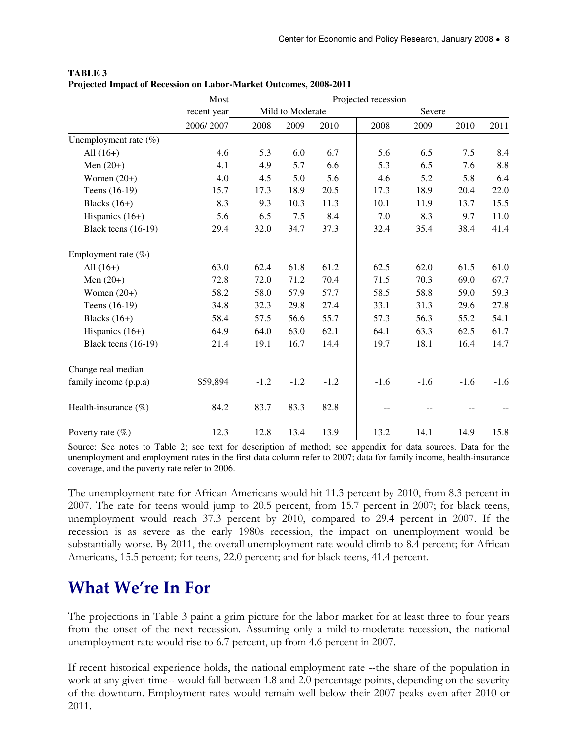**TABLE 3**
**Projected Impact of Recession on Labor-Market Outcomes, 2008-2011**

| | Most recent year | Projected recession | | | | | | |
|---|---|---|---|---|---|---|---|---|
| | | Mild to Moderate | | | Severe | | | |
| | 2006/ 2007 | 2008 | 2009 | 2010 | 2008 | 2009 | 2010 | 2011 |
| Unemployment rate (%) | | | | | | | | |
| All (16+) | 4.6 | 5.3 | 6.0 | 6.7 | 5.6 | 6.5 | 7.5 | 8.4 |
| Men (20+) | 4.1 | 4.9 | 5.7 | 6.6 | 5.3 | 6.5 | 7.6 | 8.8 |
| Women (20+) | 4.0 | 4.5 | 5.0 | 5.6 | 4.6 | 5.2 | 5.8 | 6.4 |
| Teens (16-19) | 15.7 | 17.3 | 18.9 | 20.5 | 17.3 | 18.9 | 20.4 | 22.0 |
| Blacks (16+) | 8.3 | 9.3 | 10.3 | 11.3 | 10.1 | 11.9 | 13.7 | 15.5 |
| Hispanics (16+) | 5.6 | 6.5 | 7.5 | 8.4 | 7.0 | 8.3 | 9.7 | 11.0 |
| Black teens (16-19) | 29.4 | 32.0 | 34.7 | 37.3 | 32.4 | 35.4 | 38.4 | 41.4 |
| Employment rate (%) | | | | | | | | |
| All (16+) | 63.0 | 62.4 | 61.8 | 61.2 | 62.5 | 62.0 | 61.5 | 61.0 |
| Men (20+) | 72.8 | 72.0 | 71.2 | 70.4 | 71.5 | 70.3 | 69.0 | 67.7 |
| Women (20+) | 58.2 | 58.0 | 57.9 | 57.7 | 58.5 | 58.8 | 59.0 | 59.3 |
| Teens (16-19) | 34.8 | 32.3 | 29.8 | 27.4 | 33.1 | 31.3 | 29.6 | 27.8 |
| Blacks (16+) | 58.4 | 57.5 | 56.6 | 55.7 | 57.3 | 56.3 | 55.2 | 54.1 |
| Hispanics (16+) | 64.9 | 64.0 | 63.0 | 62.1 | 64.1 | 63.3 | 62.5 | 61.7 |
| Black teens (16-19) | 21.4 | 19.1 | 16.7 | 14.4 | 19.7 | 18.1 | 16.4 | 14.7 |
| Change real median family income (p.p.a) | $59,894 | -1.2 | -1.2 | -1.2 | -1.6 | -1.6 | -1.6 | -1.6 |
| Health-insurance (%) | 84.2 | 83.7 | 83.3 | 82.8 | -- | -- | -- | -- |
| Poverty rate (%) | 12.3 | 12.8 | 13.4 | 13.9 | 13.2 | 14.1 | 14.9 | 15.8 |

Source: See notes to Table 2; see text for description of method; see appendix for data sources. Data for the unemployment and employment rates in the first data column refer to 2007; data for family income, health-insurance coverage, and the poverty rate refer to 2006.

The unemployment rate for African Americans would hit 11.3 percent by 2010, from 8.3 percent in 2007. The rate for teens would jump to 20.5 percent, from 15.7 percent in 2007; for black teens, unemployment would reach 37.3 percent by 2010, compared to 29.4 percent in 2007. If the recession is as severe as the early 1980s recession, the impact on unemployment would be substantially worse. By 2011, the overall unemployment rate would climb to 8.4 percent; for African Americans, 15.5 percent; for teens, 22.0 percent; and for black teens, 41.4 percent.

## What We're In For

The projections in Table 3 paint a grim picture for the labor market for at least three to four years from the onset of the next recession. Assuming only a mild-to-moderate recession, the national unemployment rate would rise to 6.7 percent, up from 4.6 percent in 2007.

If recent historical experience holds, the national employment rate --the share of the population in work at any given time-- would fall between 1.8 and 2.0 percentage points, depending on the severity of the downturn. Employment rates would remain well below their 2007 peaks even after 2010 or 2011.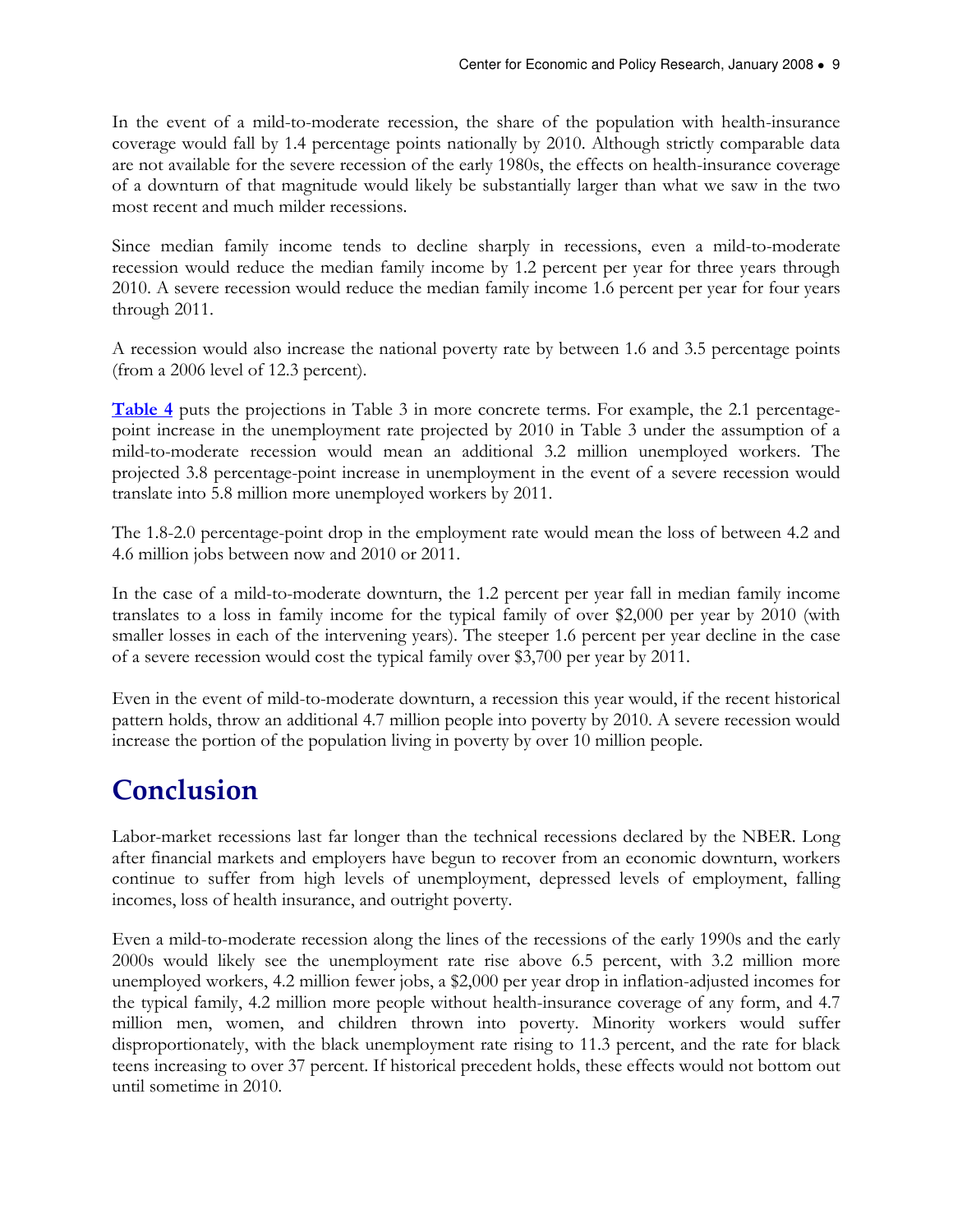In the event of a mild-to-moderate recession, the share of the population with health-insurance coverage would fall by 1.4 percentage points nationally by 2010. Although strictly comparable data are not available for the severe recession of the early 1980s, the effects on health-insurance coverage of a downturn of that magnitude would likely be substantially larger than what we saw in the two most recent and much milder recessions.

Since median family income tends to decline sharply in recessions, even a mild-to-moderate recession would reduce the median family income by 1.2 percent per year for three years through 2010. A severe recession would reduce the median family income 1.6 percent per year for four years through 2011.

A recession would also increase the national poverty rate by between 1.6 and 3.5 percentage points (from a 2006 level of 12.3 percent).

**Table 4** puts the projections in Table 3 in more concrete terms. For example, the 2.1 percentage-point increase in the unemployment rate projected by 2010 in Table 3 under the assumption of a mild-to-moderate recession would mean an additional 3.2 million unemployed workers. The projected 3.8 percentage-point increase in unemployment in the event of a severe recession would translate into 5.8 million more unemployed workers by 2011.

The 1.8-2.0 percentage-point drop in the employment rate would mean the loss of between 4.2 and 4.6 million jobs between now and 2010 or 2011.

In the case of a mild-to-moderate downturn, the 1.2 percent per year fall in median family income translates to a loss in family income for the typical family of over $2,000 per year by 2010 (with smaller losses in each of the intervening years). The steeper 1.6 percent per year decline in the case of a severe recession would cost the typical family over $3,700 per year by 2011.

Even in the event of mild-to-moderate downturn, a recession this year would, if the recent historical pattern holds, throw an additional 4.7 million people into poverty by 2010. A severe recession would increase the portion of the population living in poverty by over 10 million people.

# Conclusion

Labor-market recessions last far longer than the technical recessions declared by the NBER. Long after financial markets and employers have begun to recover from an economic downturn, workers continue to suffer from high levels of unemployment, depressed levels of employment, falling incomes, loss of health insurance, and outright poverty.

Even a mild-to-moderate recession along the lines of the recessions of the early 1990s and the early 2000s would likely see the unemployment rate rise above 6.5 percent, with 3.2 million more unemployed workers, 4.2 million fewer jobs, a $2,000 per year drop in inflation-adjusted incomes for the typical family, 4.2 million more people without health-insurance coverage of any form, and 4.7 million men, women, and children thrown into poverty. Minority workers would suffer disproportionately, with the black unemployment rate rising to 11.3 percent, and the rate for black teens increasing to over 37 percent. If historical precedent holds, these effects would not bottom out until sometime in 2010.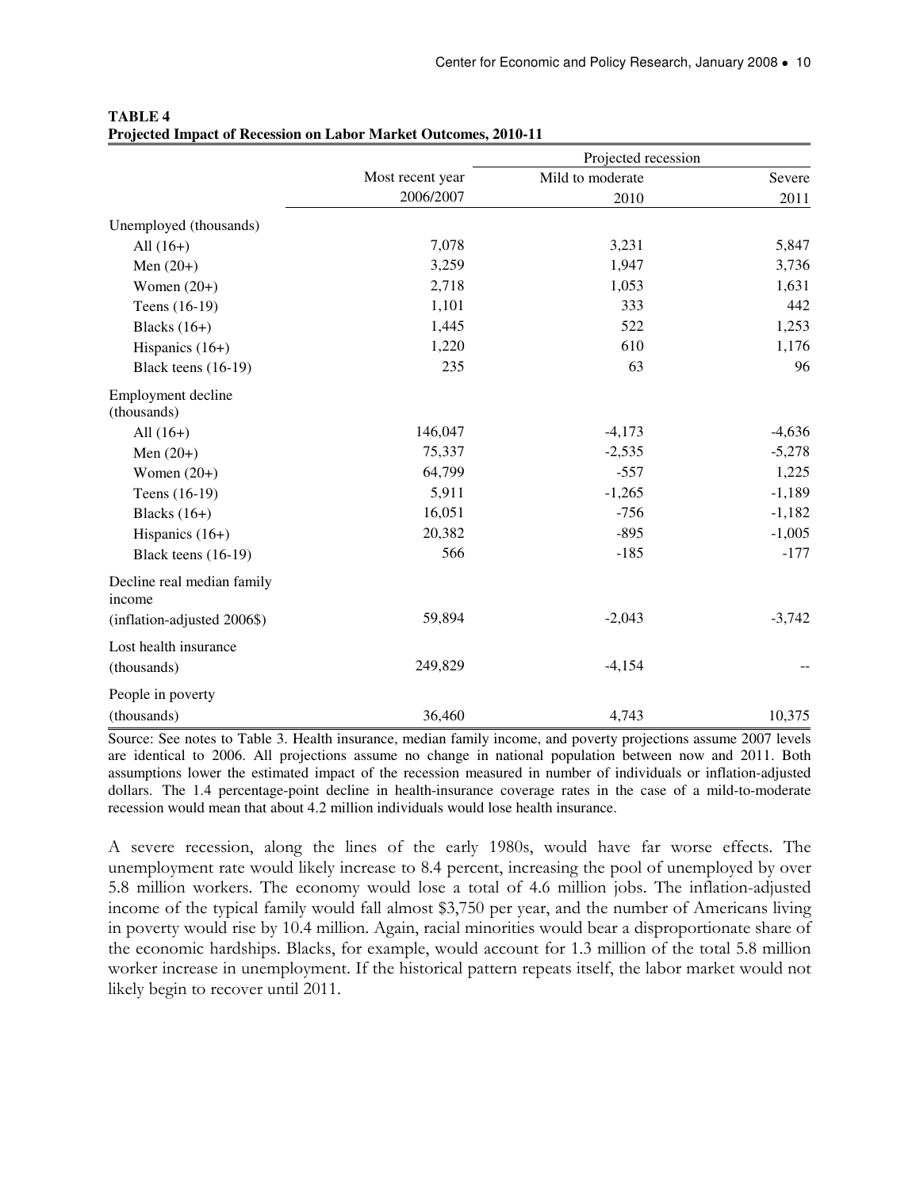**TABLE 4**
**Projected Impact of Recession on Labor Market Outcomes, 2010-11**

| | Most recent year | Projected recession | |
|---|---|---|---|
| | | Mild to moderate | Severe |
| | 2006/2007 | 2010 | 2011 |
| Unemployed (thousands) | | | |
| All (16+) | 7,078 | 3,231 | 5,847 |
| Men (20+) | 3,259 | 1,947 | 3,736 |
| Women (20+) | 2,718 | 1,053 | 1,631 |
| Teens (16-19) | 1,101 | 333 | 442 |
| Blacks (16+) | 1,445 | 522 | 1,253 |
| Hispanics (16+) | 1,220 | 610 | 1,176 |
| Black teens (16-19) | 235 | 63 | 96 |
| Employment decline (thousands) | | | |
| All (16+) | 146,047 | -4,173 | -4,636 |
| Men (20+) | 75,337 | -2,535 | -5,278 |
| Women (20+) | 64,799 | -557 | 1,225 |
| Teens (16-19) | 5,911 | -1,265 | -1,189 |
| Blacks (16+) | 16,051 | -756 | -1,182 |
| Hispanics (16+) | 20,382 | -895 | -1,005 |
| Black teens (16-19) | 566 | -185 | -177 |
| Decline real median family income (inflation-adjusted 2006$) | 59,894 | -2,043 | -3,742 |
| Lost health insurance (thousands) | 249,829 | -4,154 | -- |
| People in poverty (thousands) | 36,460 | 4,743 | 10,375 |

Source: See notes to Table 3. Health insurance, median family income, and poverty projections assume 2007 levels are identical to 2006. All projections assume no change in national population between now and 2011. Both assumptions lower the estimated impact of the recession measured in number of individuals or inflation-adjusted dollars. The 1.4 percentage-point decline in health-insurance coverage rates in the case of a mild-to-moderate recession would mean that about 4.2 million individuals would lose health insurance.

A severe recession, along the lines of the early 1980s, would have far worse effects. The unemployment rate would likely increase to 8.4 percent, increasing the pool of unemployed by over 5.8 million workers. The economy would lose a total of 4.6 million jobs. The inflation-adjusted income of the typical family would fall almost $3,750 per year, and the number of Americans living in poverty would rise by 10.4 million. Again, racial minorities would bear a disproportionate share of the economic hardships. Blacks, for example, would account for 1.3 million of the total 5.8 million worker increase in unemployment. If the historical pattern repeats itself, the labor market would not likely begin to recover until 2011.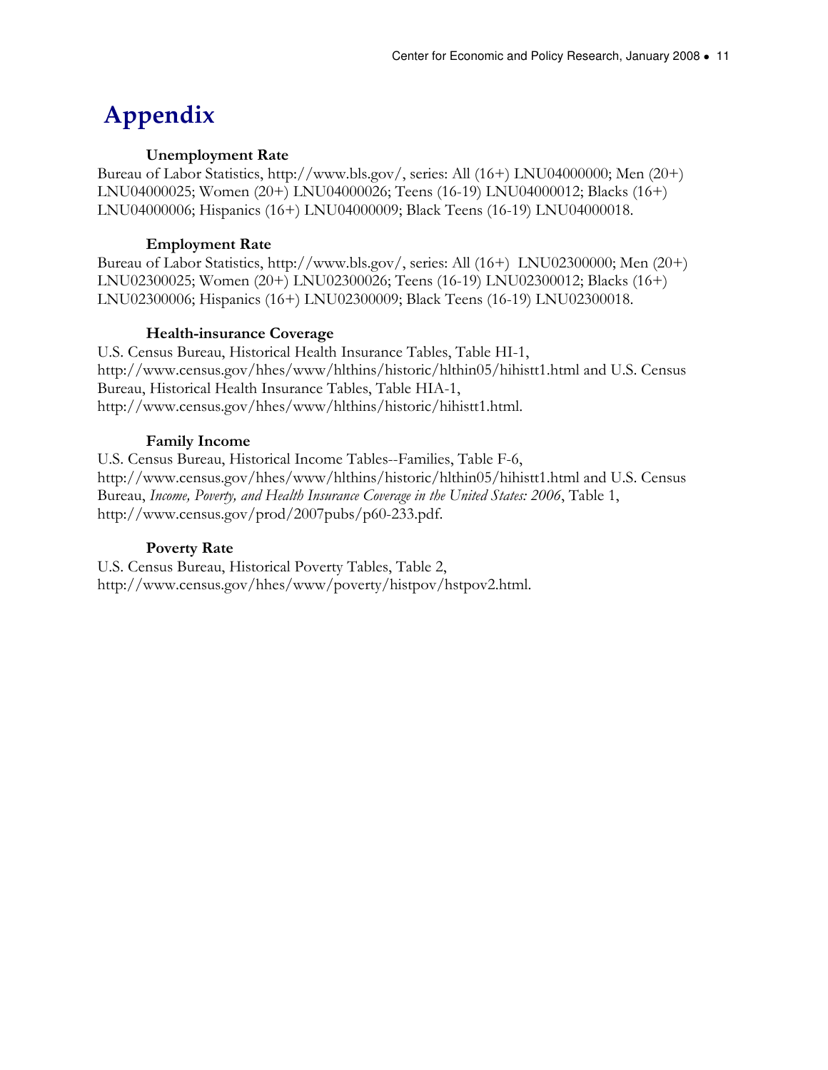# Appendix

**Unemployment Rate**

Bureau of Labor Statistics, http://www.bls.gov/, series: All (16+) LNU04000000; Men (20+) LNU04000025; Women (20+) LNU04000026; Teens (16-19) LNU04000012; Blacks (16+) LNU04000006; Hispanics (16+) LNU04000009; Black Teens (16-19) LNU04000018.

**Employment Rate**

Bureau of Labor Statistics, http://www.bls.gov/, series: All (16+) LNU02300000; Men (20+) LNU02300025; Women (20+) LNU02300026; Teens (16-19) LNU02300012; Blacks (16+) LNU02300006; Hispanics (16+) LNU02300009; Black Teens (16-19) LNU02300018.

**Health-insurance Coverage**

U.S. Census Bureau, Historical Health Insurance Tables, Table HI-1, http://www.census.gov/hhes/www/hlthins/historic/hlthin05/hihistt1.html and U.S. Census Bureau, Historical Health Insurance Tables, Table HIA-1, http://www.census.gov/hhes/www/hlthins/historic/hihistt1.html.

**Family Income**

U.S. Census Bureau, Historical Income Tables--Families, Table F-6, http://www.census.gov/hhes/www/hlthins/historic/hlthin05/hihistt1.html and U.S. Census Bureau, *Income, Poverty, and Health Insurance Coverage in the United States: 2006*, Table 1, http://www.census.gov/prod/2007pubs/p60-233.pdf.

**Poverty Rate**

U.S. Census Bureau, Historical Poverty Tables, Table 2, http://www.census.gov/hhes/www/poverty/histpov/hstpov2.html.